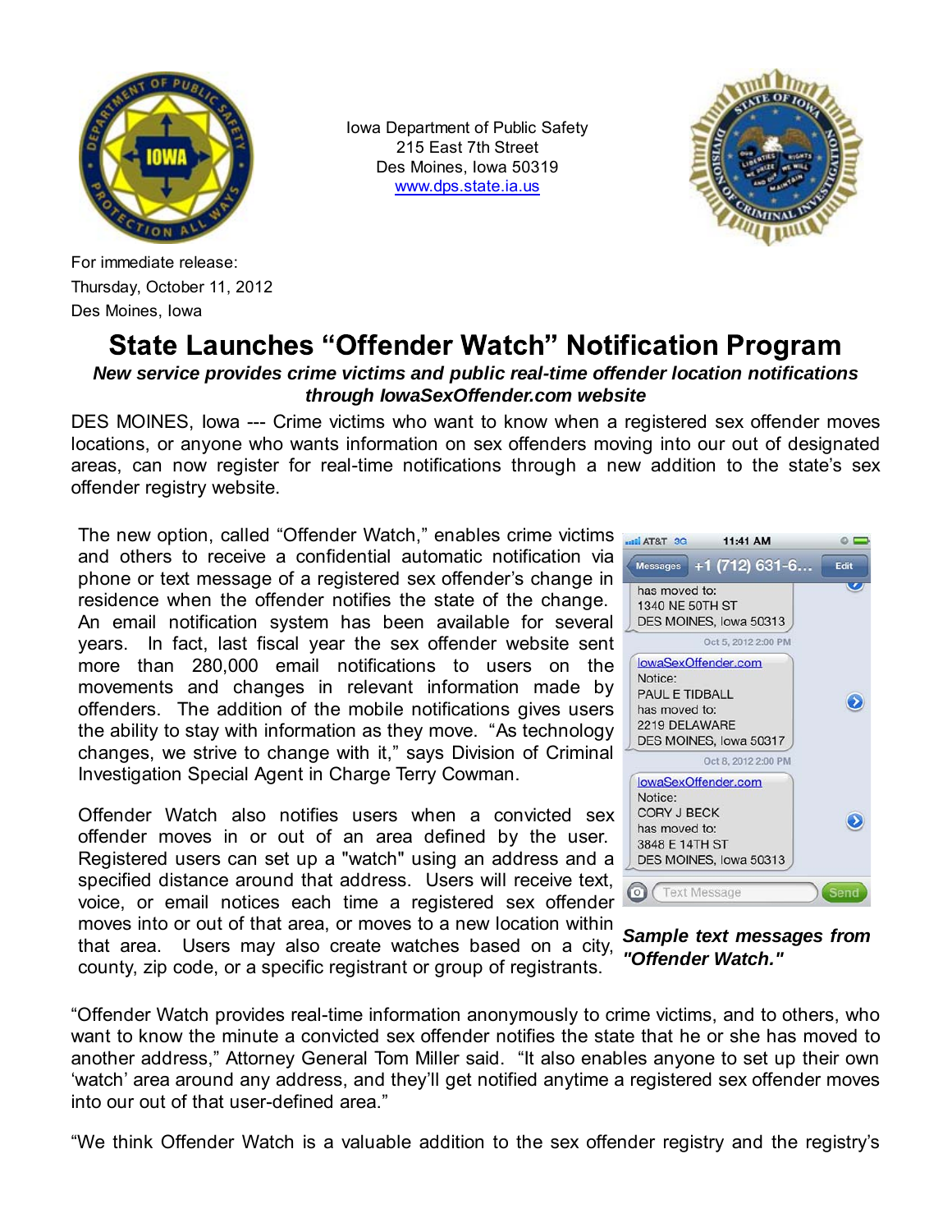Iowa Department of Public Safety
215 East 7th Street
Des Moines, Iowa 50319
www.dps.state.ia.us

For immediate release:
Thursday, October 11, 2012
Des Moines, Iowa

# State Launches "Offender Watch" Notification Program

***New service provides crime victims and public real-time offender location notifications through IowaSexOffender.com website***

DES MOINES, Iowa --- Crime victims who want to know when a registered sex offender moves locations, or anyone who wants information on sex offenders moving into our out of designated areas, can now register for real-time notifications through a new addition to the state's sex offender registry website.

The new option, called "Offender Watch," enables crime victims and others to receive a confidential automatic notification via phone or text message of a registered sex offender's change in residence when the offender notifies the state of the change. An email notification system has been available for several years. In fact, last fiscal year the sex offender website sent more than 280,000 email notifications to users on the movements and changes in relevant information made by offenders. The addition of the mobile notifications gives users the ability to stay with information as they move. "As technology changes, we strive to change with it," says Division of Criminal Investigation Special Agent in Charge Terry Cowman.

Offender Watch also notifies users when a convicted sex offender moves in or out of an area defined by the user. Registered users can set up a "watch" using an address and a specified distance around that address. Users will receive text, voice, or email notices each time a registered sex offender moves into or out of that area, or moves to a new location within that area. Users may also create watches based on a city, county, zip code, or a specific registrant or group of registrants.

***Sample text messages from "Offender Watch."***

"Offender Watch provides real-time information anonymously to crime victims, and to others, who want to know the minute a convicted sex offender notifies the state that he or she has moved to another address," Attorney General Tom Miller said. "It also enables anyone to set up their own 'watch' area around any address, and they'll get notified anytime a registered sex offender moves into our out of that user-defined area."

"We think Offender Watch is a valuable addition to the sex offender registry and the registry's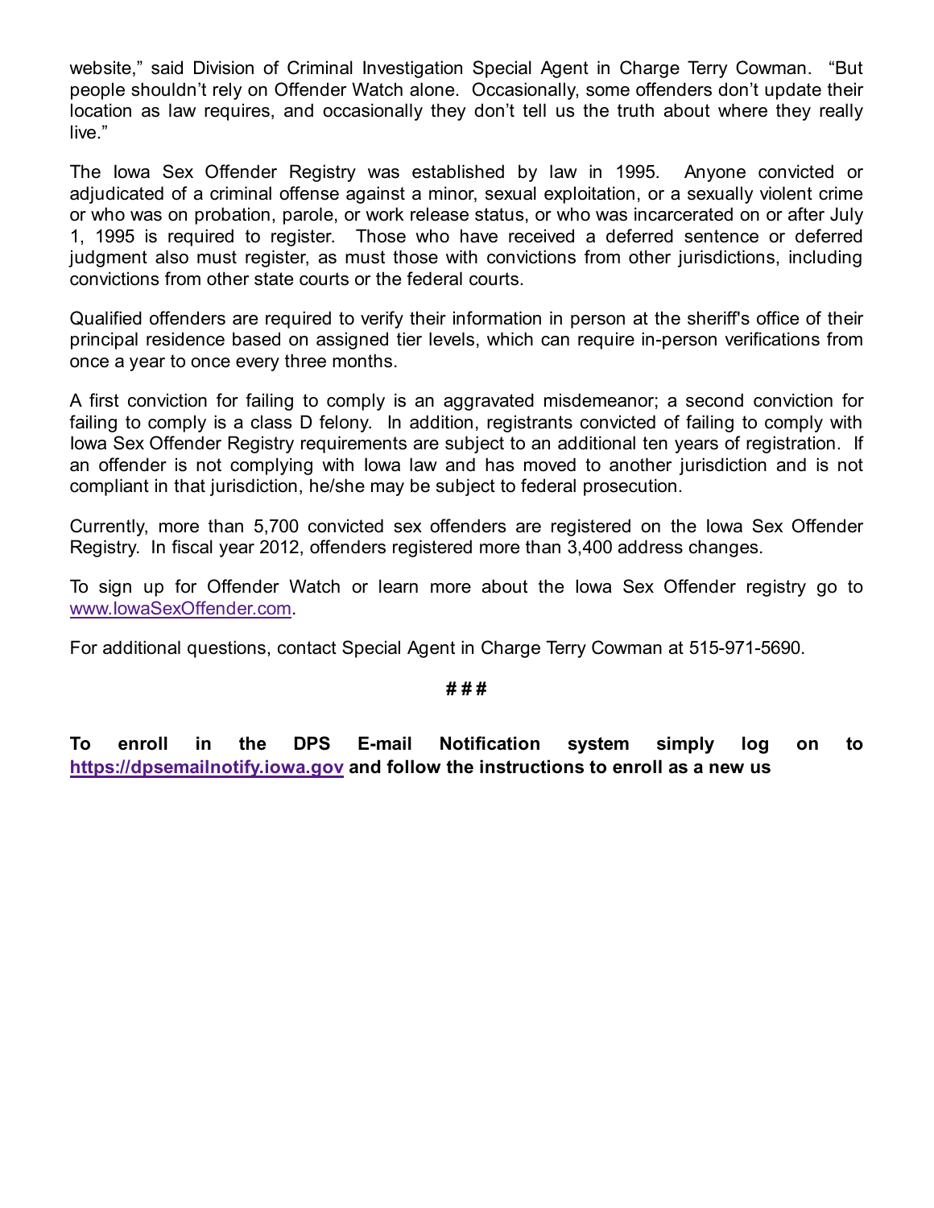website," said Division of Criminal Investigation Special Agent in Charge Terry Cowman. "But people shouldn't rely on Offender Watch alone. Occasionally, some offenders don't update their location as law requires, and occasionally they don't tell us the truth about where they really live."

The Iowa Sex Offender Registry was established by law in 1995. Anyone convicted or adjudicated of a criminal offense against a minor, sexual exploitation, or a sexually violent crime or who was on probation, parole, or work release status, or who was incarcerated on or after July 1, 1995 is required to register. Those who have received a deferred sentence or deferred judgment also must register, as must those with convictions from other jurisdictions, including convictions from other state courts or the federal courts.

Qualified offenders are required to verify their information in person at the sheriff's office of their principal residence based on assigned tier levels, which can require in-person verifications from once a year to once every three months.

A first conviction for failing to comply is an aggravated misdemeanor; a second conviction for failing to comply is a class D felony. In addition, registrants convicted of failing to comply with Iowa Sex Offender Registry requirements are subject to an additional ten years of registration. If an offender is not complying with Iowa law and has moved to another jurisdiction and is not compliant in that jurisdiction, he/she may be subject to federal prosecution.

Currently, more than 5,700 convicted sex offenders are registered on the Iowa Sex Offender Registry. In fiscal year 2012, offenders registered more than 3,400 address changes.

To sign up for Offender Watch or learn more about the Iowa Sex Offender registry go to [www.IowaSexOffender.com](http://www.IowaSexOffender.com).

For additional questions, contact Special Agent in Charge Terry Cowman at 515-971-5690.

# # #

**To enroll in the DPS E-mail Notification system simply log on to [https://dpsemailnotify.iowa.gov](https://dpsemailnotify.iowa.gov) and follow the instructions to enroll as a new us**